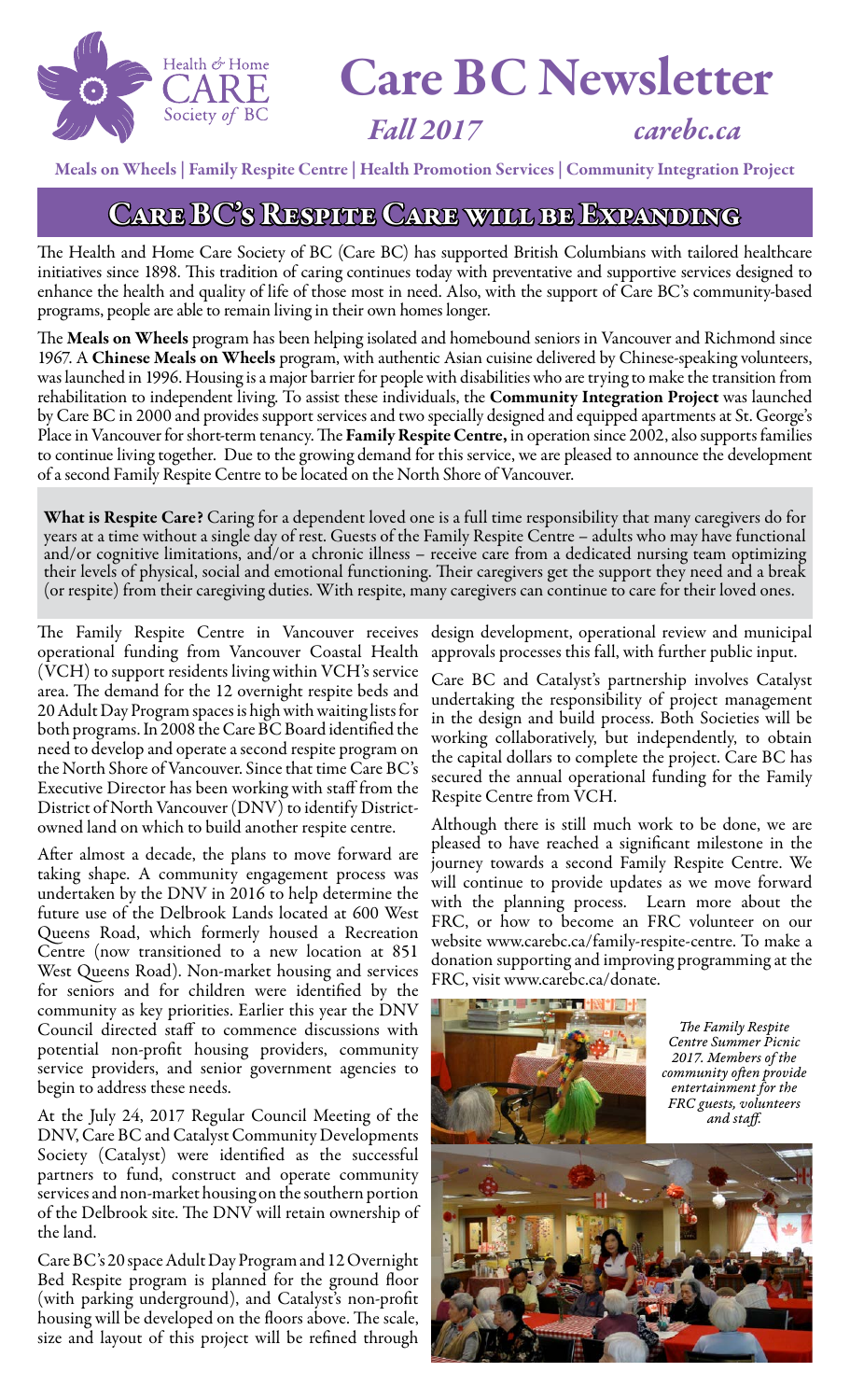Health & Home CARE Society of BC

# Care BC Newsletter

*Fall 2017* *carebc.ca*

**Meals on Wheels | Family Respite Centre | Health Promotion Services | Community Integration Project**

## Care BC's Respite Care will be Expanding

The Health and Home Care Society of BC (Care BC) has supported British Columbians with tailored healthcare initiatives since 1898. This tradition of caring continues today with preventative and supportive services designed to enhance the health and quality of life of those most in need. Also, with the support of Care BC's community-based programs, people are able to remain living in their own homes longer.

The **Meals on Wheels** program has been helping isolated and homebound seniors in Vancouver and Richmond since 1967. A **Chinese Meals on Wheels** program, with authentic Asian cuisine delivered by Chinese-speaking volunteers, was launched in 1996. Housing is a major barrier for people with disabilities who are trying to make the transition from rehabilitation to independent living. To assist these individuals, the **Community Integration Project** was launched by Care BC in 2000 and provides support services and two specially designed and equipped apartments at St. George's Place in Vancouver for short-term tenancy. The **Family Respite Centre,** in operation since 2002, also supports families to continue living together. Due to the growing demand for this service, we are pleased to announce the development of a second Family Respite Centre to be located on the North Shore of Vancouver.

**What is Respite Care?** Caring for a dependent loved one is a full time responsibility that many caregivers do for years at a time without a single day of rest. Guests of the Family Respite Centre – adults who may have functional and/or cognitive limitations, and/or a chronic illness – receive care from a dedicated nursing team optimizing their levels of physical, social and emotional functioning. Their caregivers get the support they need and a break (or respite) from their caregiving duties. With respite, many caregivers can continue to care for their loved ones.

The Family Respite Centre in Vancouver receives operational funding from Vancouver Coastal Health (VCH) to support residents living within VCH's service area. The demand for the 12 overnight respite beds and 20 Adult Day Program spaces is high with waiting lists for both programs. In 2008 the Care BC Board identified the need to develop and operate a second respite program on the North Shore of Vancouver. Since that time Care BC's Executive Director has been working with staff from the District of North Vancouver (DNV) to identify District-owned land on which to build another respite centre.

After almost a decade, the plans to move forward are taking shape. A community engagement process was undertaken by the DNV in 2016 to help determine the future use of the Delbrook Lands located at 600 West Queens Road, which formerly housed a Recreation Centre (now transitioned to a new location at 851 West Queens Road). Non-market housing and services for seniors and for children were identified by the community as key priorities. Earlier this year the DNV Council directed staff to commence discussions with potential non-profit housing providers, community service providers, and senior government agencies to begin to address these needs.

At the July 24, 2017 Regular Council Meeting of the DNV, Care BC and Catalyst Community Developments Society (Catalyst) were identified as the successful partners to fund, construct and operate community services and non-market housing on the southern portion of the Delbrook site. The DNV will retain ownership of the land.

Care BC's 20 space Adult Day Program and 12 Overnight Bed Respite program is planned for the ground floor (with parking underground), and Catalyst's non-profit housing will be developed on the floors above. The scale, size and layout of this project will be refined through design development, operational review and municipal approvals processes this fall, with further public input.

Care BC and Catalyst's partnership involves Catalyst undertaking the responsibility of project management in the design and build process. Both Societies will be working collaboratively, but independently, to obtain the capital dollars to complete the project. Care BC has secured the annual operational funding for the Family Respite Centre from VCH.

Although there is still much work to be done, we are pleased to have reached a significant milestone in the journey towards a second Family Respite Centre. We will continue to provide updates as we move forward with the planning process. Learn more about the FRC, or how to become an FRC volunteer on our website www.carebc.ca/family-respite-centre. To make a donation supporting and improving programming at the FRC, visit www.carebc.ca/donate.

*The Family Respite Centre Summer Picnic 2017. Members of the community often provide entertainment for the FRC guests, volunteers and staff.*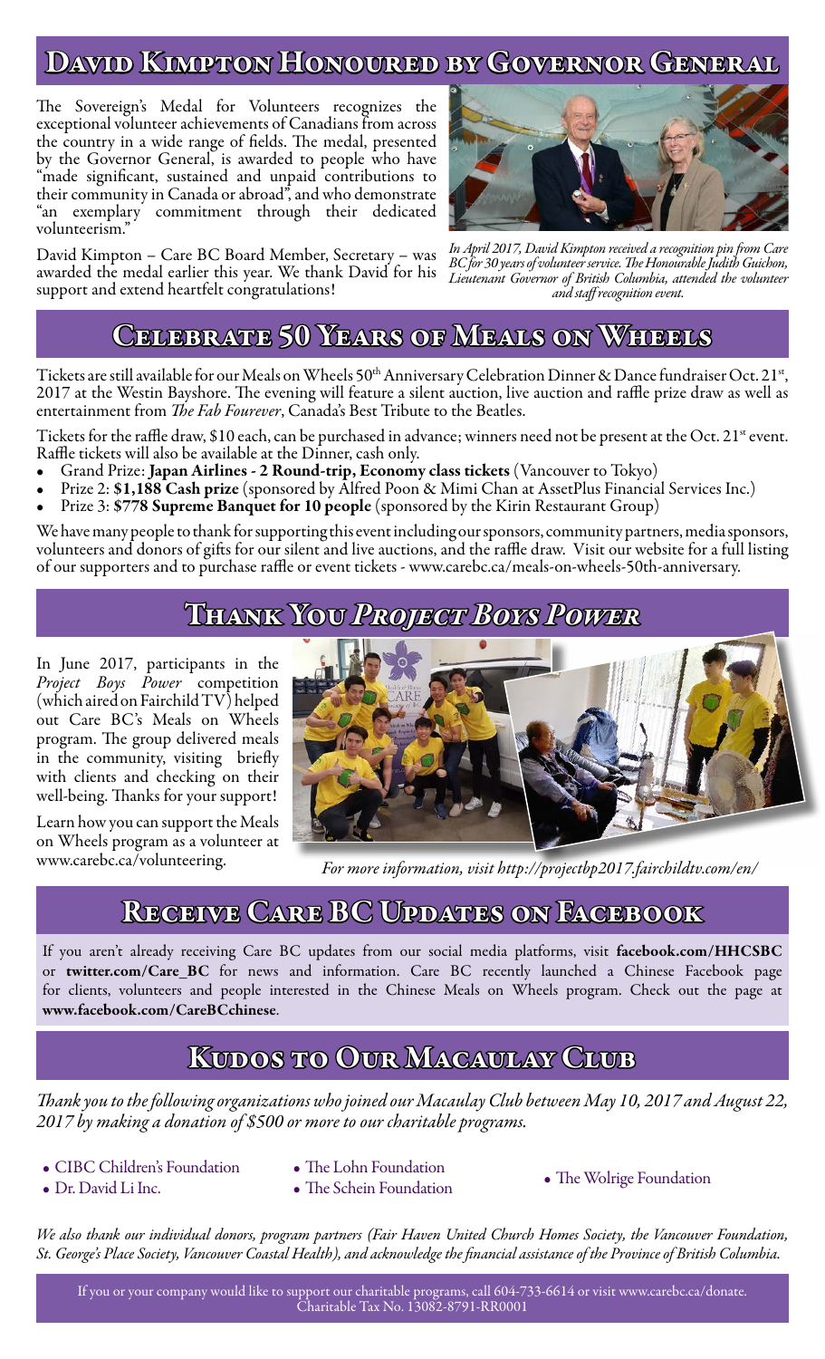## David Kimpton Honoured by Governor General

The Sovereign's Medal for Volunteers recognizes the exceptional volunteer achievements of Canadians from across the country in a wide range of fields. The medal, presented by the Governor General, is awarded to people who have "made significant, sustained and unpaid contributions to their community in Canada or abroad", and who demonstrate "an exemplary commitment through their dedicated volunteerism."

David Kimpton – Care BC Board Member, Secretary – was awarded the medal earlier this year. We thank David for his support and extend heartfelt congratulations!

*In April 2017, David Kimpton received a recognition pin from Care BC for 30 years of volunteer service. The Honourable Judith Guichon, Lieutenant Governor of British Columbia, attended the volunteer and staff recognition event.*

## Celebrate 50 Years of Meals on Wheels

Tickets are still available for our Meals on Wheels 50th Anniversary Celebration Dinner & Dance fundraiser Oct. 21st, 2017 at the Westin Bayshore. The evening will feature a silent auction, live auction and raffle prize draw as well as entertainment from *The Fab Fourever*, Canada's Best Tribute to the Beatles.

Tickets for the raffle draw, $10 each, can be purchased in advance; winners need not be present at the Oct. 21st event. Raffle tickets will also be available at the Dinner, cash only.

- Grand Prize: **Japan Airlines - 2 Round-trip, Economy class tickets** (Vancouver to Tokyo)
- Prize 2: **$1,188 Cash prize** (sponsored by Alfred Poon & Mimi Chan at AssetPlus Financial Services Inc.)
- Prize 3: **$778 Supreme Banquet for 10 people** (sponsored by the Kirin Restaurant Group)

We have many people to thank for supporting this event including our sponsors, community partners, media sponsors, volunteers and donors of gifts for our silent and live auctions, and the raffle draw. Visit our website for a full listing of our supporters and to purchase raffle or event tickets - www.carebc.ca/meals-on-wheels-50th-anniversary.

## Thank You *Project Boys Power*

In June 2017, participants in the *Project Boys Power* competition (which aired on Fairchild TV) helped out Care BC's Meals on Wheels program. The group delivered meals in the community, visiting briefly with clients and checking on their well-being. Thanks for your support!

Learn how you can support the Meals on Wheels program as a volunteer at www.carebc.ca/volunteering.

*For more information, visit http://projectbp2017.fairchildtv.com/en/*

## Receive Care BC Updates on Facebook

If you aren't already receiving Care BC updates from our social media platforms, visit **facebook.com/HHCSBC** or **twitter.com/Care_BC** for news and information. Care BC recently launched a Chinese Facebook page for clients, volunteers and people interested in the Chinese Meals on Wheels program. Check out the page at **www.facebook.com/CareBCchinese**.

## Kudos to Our Macaulay Club

*Thank you to the following organizations who joined our Macaulay Club between May 10, 2017 and August 22, 2017 by making a donation of $500 or more to our charitable programs.*

- CIBC Children's Foundation
- Dr. David Li Inc.
- The Lohn Foundation
- The Schein Foundation
- The Wolrige Foundation

*We also thank our individual donors, program partners (Fair Haven United Church Homes Society, the Vancouver Foundation, St. George's Place Society, Vancouver Coastal Health), and acknowledge the financial assistance of the Province of British Columbia.*

If you or your company would like to support our charitable programs, call 604-733-6614 or visit www.carebc.ca/donate.
Charitable Tax No. 13082-8791-RR0001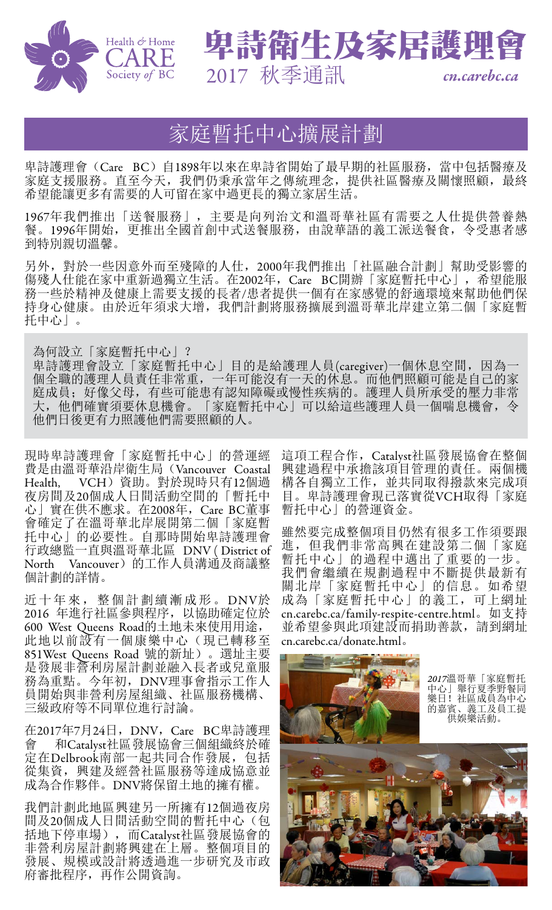# 卑詩衛生及家居護理會

2017 秋季通訊

*cn.carebc.ca*

## 家庭暫托中心擴展計劃

卑詩護理會（Care BC）自1898年以來在卑詩省開始了最早期的社區服務，當中包括醫療及家庭支援服務。直至今天，我們仍秉承當年之傳統理念，提供社區醫療及關懷照顧，最終希望能讓更多有需要的人可留在家中過更長的獨立家居生活。

1967年我們推出「送餐服務」，主要是向列治文和溫哥華社區有需要之人仕提供營養熱餐。1996年開始，更推出全國首創中式送餐服務，由說華語的義工派送餐食，令受惠者感到特別親切溫馨。

另外，對於一些因意外而至殘障的人仕，2000年我們推出「社區融合計劃」幫助受影響的傷殘人仕能在家中重新過獨立生活。在2002年，Care BC開辦「家庭暫托中心」，希望能服務一些於精神及健康上需要支援的長者/患者提供一個有在家感覺的舒適環境來幫助他們保持身心健康。由於近年須求大增，我們計劃將服務擴展到溫哥華北岸建立第二個「家庭暫托中心」。

為何設立「家庭暫托中心」？
卑詩護理會設立「家庭暫托中心」目的是給護理人員(caregiver)一個休息空間，因為一個全職的護理人員責任非常重，一年可能沒有一天的休息。而他們照顧可能是自己的家庭成員；好像父母，有些可能患有認知障礙或慢性疾病的。護理人員所承受的壓力非常大，他們確實須要休息機會。「家庭暫托中心」可以給這些護理人員一個喘息機會，令他們日後更有力照護他們需要照顧的人。

現時卑詩護理會「家庭暫托中心」的營運經費是由溫哥華沿岸衛生局（Vancouver Coastal Health, VCH）資助。對於現時只有12個過夜房間及20個成人日間活動空間的「暫托中心」實在供不應求。在2008年，Care BC董事會確定了在溫哥華北岸展開第二個「家庭暫托中心」的必要性。自那時開始卑詩護理會行政總監一直與溫哥華北區 DNV ( District of North Vancouver）的工作人員溝通及商議整個計劃的詳情。

近十年來，整個計劃續漸成形。DNV於2016 年進行社區參與程序，以協助確定位於600 West Queens Road的土地未來使用用途，此地以前設有一個康樂中心（現已轉移至851West Queens Road 號的新址）。選址主要是發展非營利房屋計劃並融入長者或兒童服務為重點。今年初，DNV理事會指示工作人員開始與非營利房屋組織、社區服務機構、三級政府等不同單位進行討論。

在2017年7月24日，DNV，Care BC卑詩護理會 和Catalyst社區發展協會三個組織終於確定在Delbrook南部一起共同合作發展，包括從集資，興建及經營社區服務等達成協意並成為合作夥伴。DNV將保留土地的擁有權。

我們計劃此地區興建另一所擁有12個過夜房間及20個成人日間活動空間的暫托中心（包括地下停車場），而Catalyst社區發展協會的非營利房屋計劃將興建在上層。整個項目的發展、規模或設計將透過進一步研究及市政府審批程序，再作公開資詢。

這項工程合作，Catalyst社區發展協會在整個興建過程中承擔該項目管理的責任。兩個機構各自獨立工作，並共同取得撥款來完成項目。卑詩護理會現已落實從VCH取得「家庭暫托中心」的營運資金。

雖然要完成整個項目仍然有很多工作須要跟進，但我們非常高興在建設第二個「家庭暫托中心」的過程中邁出了重要的一步。我們會繼續在規劃過程中不斷提供最新有關北岸「家庭暫托中心」的信息。如希望成為「家庭暫托中心」的義工，可上網址cn.carebc.ca/family-respite-centre.html。如支持並希望參與此項建設而捐助善款，請到網址cn.carebc.ca/donate.html。

*2017*溫哥華「家庭暫托中心」舉行夏季野餐同樂日！社區成員為中心的嘉賓、義工及員工提供娛樂活動。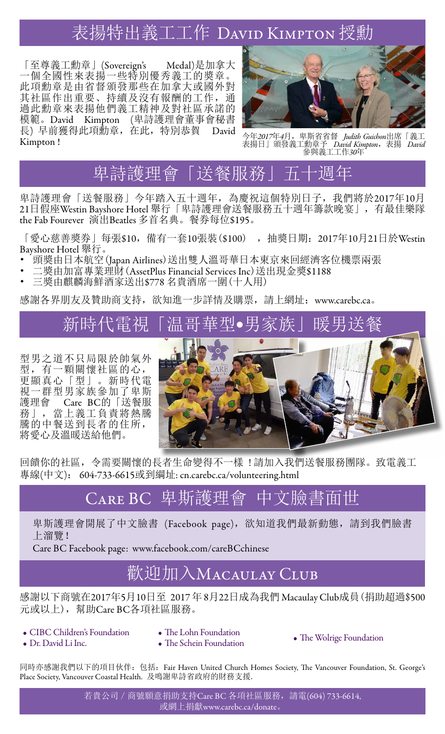# 表揚特出義工工作 David Kimpton 授勳

「至尊義工勳章」(Sovereign's Medal)是加拿大一個全國性來表揚一些特別優秀義工的獎章。此項勳章是由省督頒發那些在加拿大或國外對其社區作出重要、持續及沒有報酬的工作，通過此勳章來表揚他們義工精神及對社區承諾的模範。David Kimpton (卑詩護理會董事會秘書長) 早前獲得此項勳章，在此，特別恭賀 David Kimpton！

今年*2017*年*4*月，卑斯省省督 *Judith Guichon*出席「義工表揚日」頒發義工勳章予 *David Kimpton*，表揚 *David* 參與義工工作*30*年

# 卑詩護理會「送餐服務」五十週年

卑詩護理會「送餐服務」今年踏入五十週年，為慶祝這個特別日子，我們將於2017年10月21日假座Westin Bayshore Hotel 舉行「卑詩護理會送餐服務五十週年籌款晚宴」，有最佳樂隊 the Fab Fourever 演出Beatles 多首名典。餐劵每位$195。

「愛心慈善獎劵」每張$10，備有一套10張裝($100)，抽獎日期：2017年10月21日於Westin Bayshore Hotel 舉行。

- 頭獎由日本航空(Japan Airlines)送出雙人溫哥華日本東京來回經濟客位機票兩張
- 二獎由加富專業理財(AssetPlus Financial Services Inc)送出現金獎$1188
- 三獎由麒麟海鮮酒家送出$778 名貴酒席一圍(十人用)

感謝各界朋友及贊助商支持，欲知進一步詳情及購票，請上網址：www.carebc.ca。

# 新時代電視「溫哥華型•男家族」暖男送餐

型男之道不只局限於帥氣外型，有一顆關懷社區的心，更顯真心「型」。新時代電視一群型男家族參加了卑斯護理會 Care BC的「送餐服務」，當上義工負責將熱騰騰的中餐送到長者的住所，將愛心及溫暖送給他們。

回饋你的社區，令需要關懷的長者生命變得不一樣！請加入我們送餐服務團隊。致電義工專線(中文)： 604-733-6615或到綱址: cn.carebc.ca/volunteering.html

# Care BC 卑斯護理會 中文臉書面世

卑斯護理會開展了中文臉書 (Facebook page)，欲知道我們最新動態，請到我們臉書上溜覽！
Care BC Facebook page: www.facebook.com/careBCchinese

# 歡迎加入Macaulay Club

感謝以下商號在2017年5月10日至 2017 年 8月22日成為我們 Macaulay Club成員(捐助超過$500元或以上)，幫助Care BC各項社區服務。

- CIBC Children's Foundation
- Dr. David Li Inc.
- The Lohn Foundation
- The Schein Foundation
- The Wolrige Foundation

同時亦感謝我們以下的項目伙伴：包括：Fair Haven United Church Homes Society, The Vancouver Foundation, St. George's Place Society, Vancouver Coastal Health. 及鳴謝卑詩省政府的財務支援.

若貴公司 / 商號願意捐助支持Care BC 各項社區服務，請電(604) 733-6614，或綱上捐獻www.carebc.ca/donate。